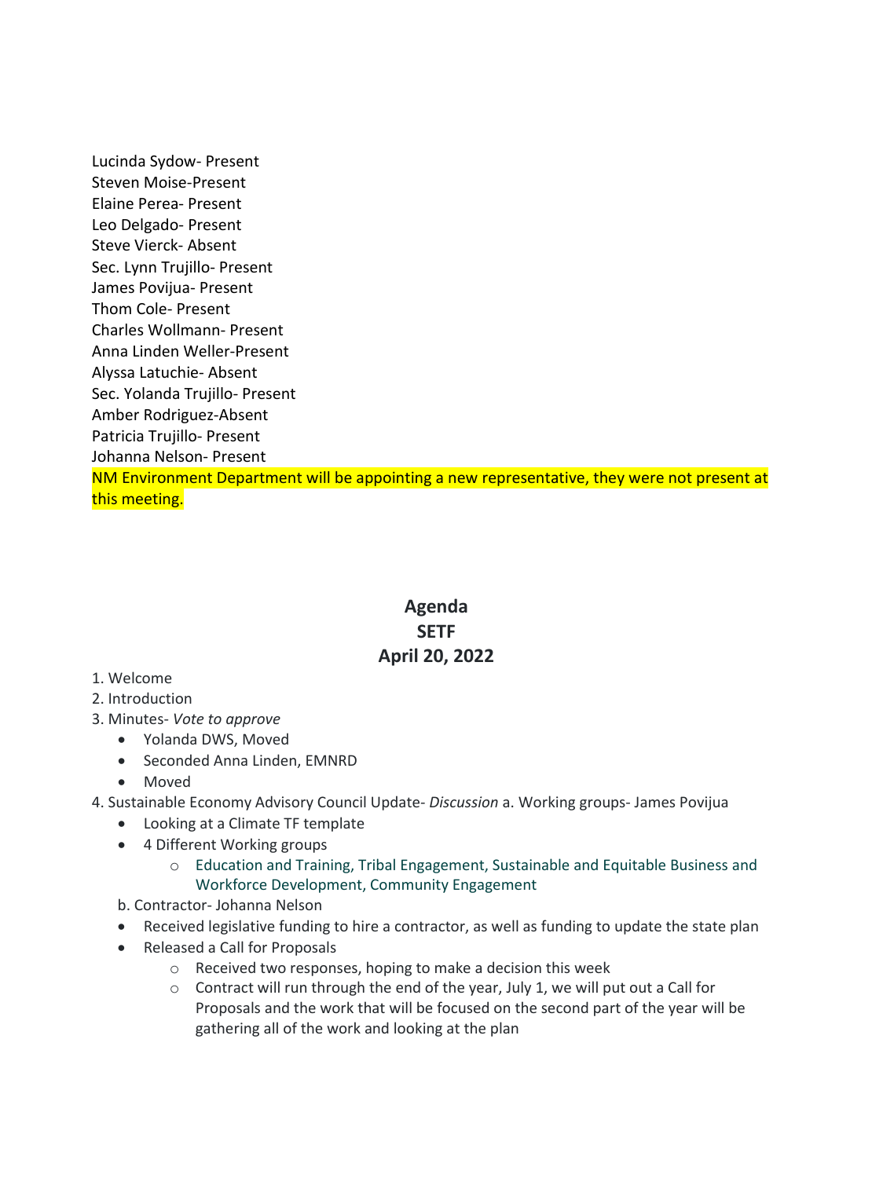Lucinda Sydow- Present
Steven Moise-Present
Elaine Perea- Present
Leo Delgado- Present
Steve Vierck- Absent
Sec. Lynn Trujillo- Present
James Povijua- Present
Thom Cole- Present
Charles Wollmann- Present
Anna Linden Weller-Present
Alyssa Latuchie- Absent
Sec. Yolanda Trujillo- Present
Amber Rodriguez-Absent
Patricia Trujillo- Present
Johanna Nelson- Present
NM Environment Department will be appointing a new representative, they were not present at this meeting.

# Agenda
## SETF
## April 20, 2022

1. Welcome
2. Introduction
3. Minutes- *Vote to approve*
   - Yolanda DWS, Moved
   - Seconded Anna Linden, EMNRD
   - Moved
4. Sustainable Economy Advisory Council Update- *Discussion* a. Working groups- James Povijua
   - Looking at a Climate TF template
   - 4 Different Working groups
     - Education and Training, Tribal Engagement, Sustainable and Equitable Business and Workforce Development, Community Engagement

   b. Contractor- Johanna Nelson
   - Received legislative funding to hire a contractor, as well as funding to update the state plan
   - Released a Call for Proposals
     - Received two responses, hoping to make a decision this week
     - Contract will run through the end of the year, July 1, we will put out a Call for Proposals and the work that will be focused on the second part of the year will be gathering all of the work and looking at the plan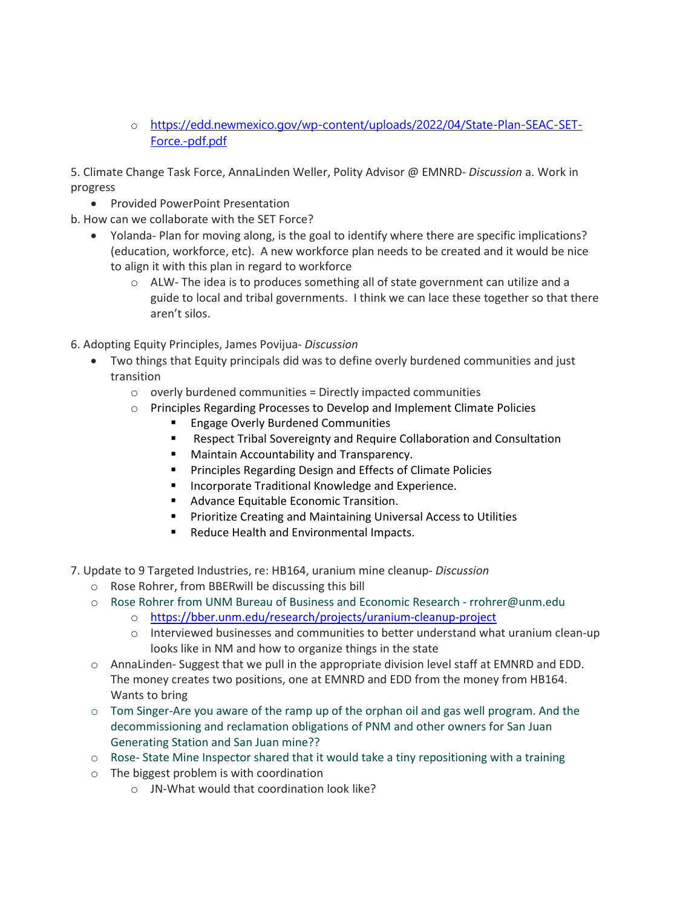- [https://edd.newmexico.gov/wp-content/uploads/2022/04/State-Plan-SEAC-SET-Force.-pdf.pdf](https://edd.newmexico.gov/wp-content/uploads/2022/04/State-Plan-SEAC-SET-Force.-pdf.pdf)

5. Climate Change Task Force, AnnaLinden Weller, Polity Advisor @ EMNRD- *Discussion* a. Work in progress
   - Provided PowerPoint Presentation

b. How can we collaborate with the SET Force?
   - Yolanda- Plan for moving along, is the goal to identify where there are specific implications? (education, workforce, etc). A new workforce plan needs to be created and it would be nice to align it with this plan in regard to workforce
     - ALW- The idea is to produces something all of state government can utilize and a guide to local and tribal governments. I think we can lace these together so that there aren't silos.

6. Adopting Equity Principles, James Povijua- *Discussion*
   - Two things that Equity principals did was to define overly burdened communities and just transition
     - overly burdened communities = Directly impacted communities
     - Principles Regarding Processes to Develop and Implement Climate Policies
       - Engage Overly Burdened Communities
       - Respect Tribal Sovereignty and Require Collaboration and Consultation
       - Maintain Accountability and Transparency.
       - Principles Regarding Design and Effects of Climate Policies
       - Incorporate Traditional Knowledge and Experience.
       - Advance Equitable Economic Transition.
       - Prioritize Creating and Maintaining Universal Access to Utilities
       - Reduce Health and Environmental Impacts.

7. Update to 9 Targeted Industries, re: HB164, uranium mine cleanup- *Discussion*
   - Rose Rohrer, from BBERwill be discussing this bill
   - Rose Rohrer from UNM Bureau of Business and Economic Research - rrohrer@unm.edu
     - [https://bber.unm.edu/research/projects/uranium-cleanup-project](https://bber.unm.edu/research/projects/uranium-cleanup-project)
     - Interviewed businesses and communities to better understand what uranium clean-up looks like in NM and how to organize things in the state
   - AnnaLinden- Suggest that we pull in the appropriate division level staff at EMNRD and EDD. The money creates two positions, one at EMNRD and EDD from the money from HB164. Wants to bring
   - Tom Singer-Are you aware of the ramp up of the orphan oil and gas well program. And the decommissioning and reclamation obligations of PNM and other owners for San Juan Generating Station and San Juan mine??
   - Rose- State Mine Inspector shared that it would take a tiny repositioning with a training
   - The biggest problem is with coordination
     - JN-What would that coordination look like?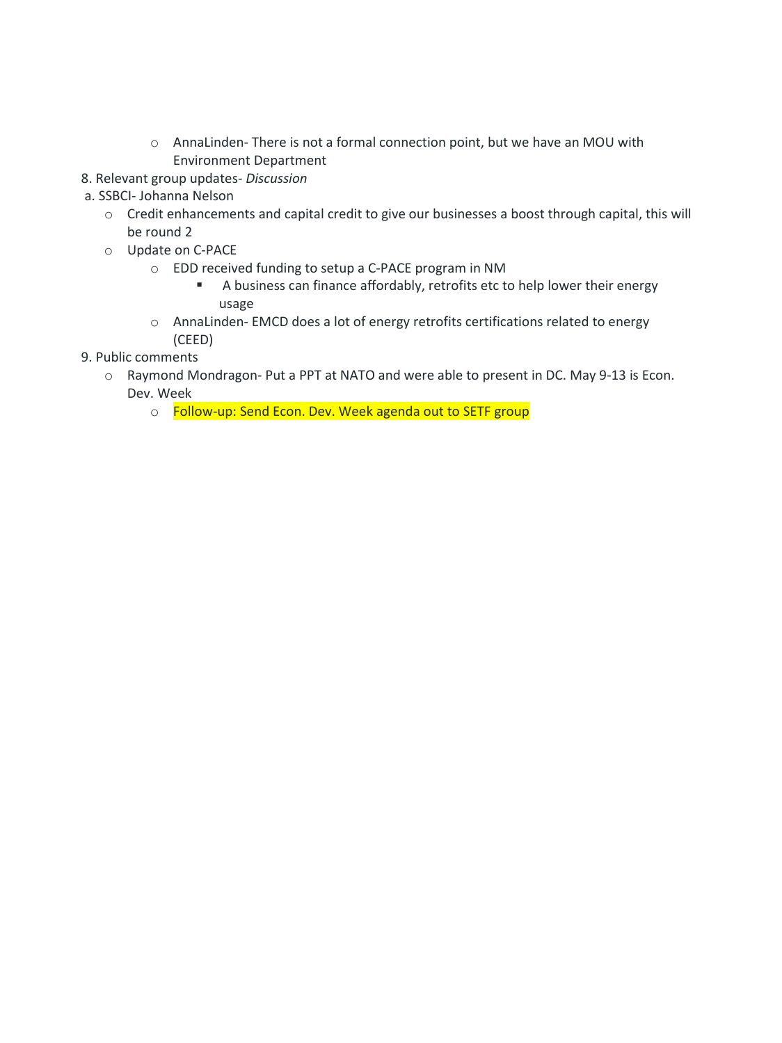- AnnaLinden- There is not a formal connection point, but we have an MOU with Environment Department

8. Relevant group updates- *Discussion*

   a. SSBCI- Johanna Nelson

   - Credit enhancements and capital credit to give our businesses a boost through capital, this will be round 2
   - Update on C-PACE
     - EDD received funding to setup a C-PACE program in NM
       - A business can finance affordably, retrofits etc to help lower their energy usage
     - AnnaLinden- EMCD does a lot of energy retrofits certifications related to energy (CEED)

9. Public comments

   - Raymond Mondragon- Put a PPT at NATO and were able to present in DC. May 9-13 is Econ. Dev. Week
     - Follow-up: Send Econ. Dev. Week agenda out to SETF group